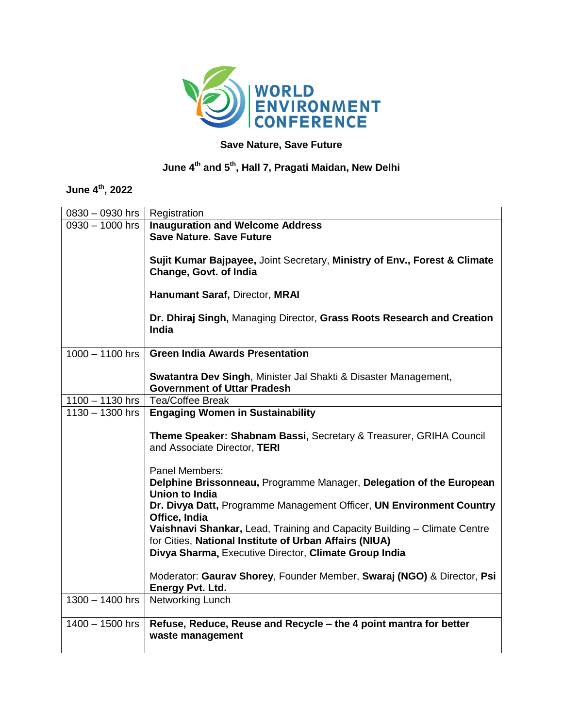# WORLD ENVIRONMENT CONFERENCE

**Save Nature, Save Future**

**June 4th and 5th, Hall 7, Pragati Maidan, New Delhi**

## June 4th, 2022

| Time | Session |
|---|---|
| 0830 – 0930 hrs | Registration |
| 0930 – 1000 hrs | **Inauguration and Welcome Address**<br>**Save Nature. Save Future**<br><br>**Sujit Kumar Bajpayee,** Joint Secretary, **Ministry of Env., Forest & Climate Change, Govt. of India**<br><br>**Hanumant Saraf,** Director, **MRAI**<br><br>**Dr. Dhiraj Singh,** Managing Director, **Grass Roots Research and Creation India** |
| 1000 – 1100 hrs | **Green India Awards Presentation**<br><br>**Swatantra Dev Singh**, Minister Jal Shakti & Disaster Management, **Government of Uttar Pradesh** |
| 1100 – 1130 hrs | Tea/Coffee Break |
| 1130 – 1300 hrs | **Engaging Women in Sustainability**<br><br>**Theme Speaker: Shabnam Bassi,** Secretary & Treasurer, GRIHA Council and Associate Director, **TERI**<br><br>Panel Members:<br>**Delphine Brissonneau,** Programme Manager, **Delegation of the European Union to India**<br>**Dr. Divya Datt,** Programme Management Officer, **UN Environment Country Office, India**<br>**Vaishnavi Shankar,** Lead, Training and Capacity Building – Climate Centre for Cities, **National Institute of Urban Affairs (NIUA)**<br>**Divya Sharma,** Executive Director, **Climate Group India**<br><br>Moderator: **Gaurav Shorey**, Founder Member, **Swaraj (NGO)** & Director, **Psi Energy Pvt. Ltd.** |
| 1300 – 1400 hrs | Networking Lunch |
| 1400 – 1500 hrs | **Refuse, Reduce, Reuse and Recycle – the 4 point mantra for better waste management** |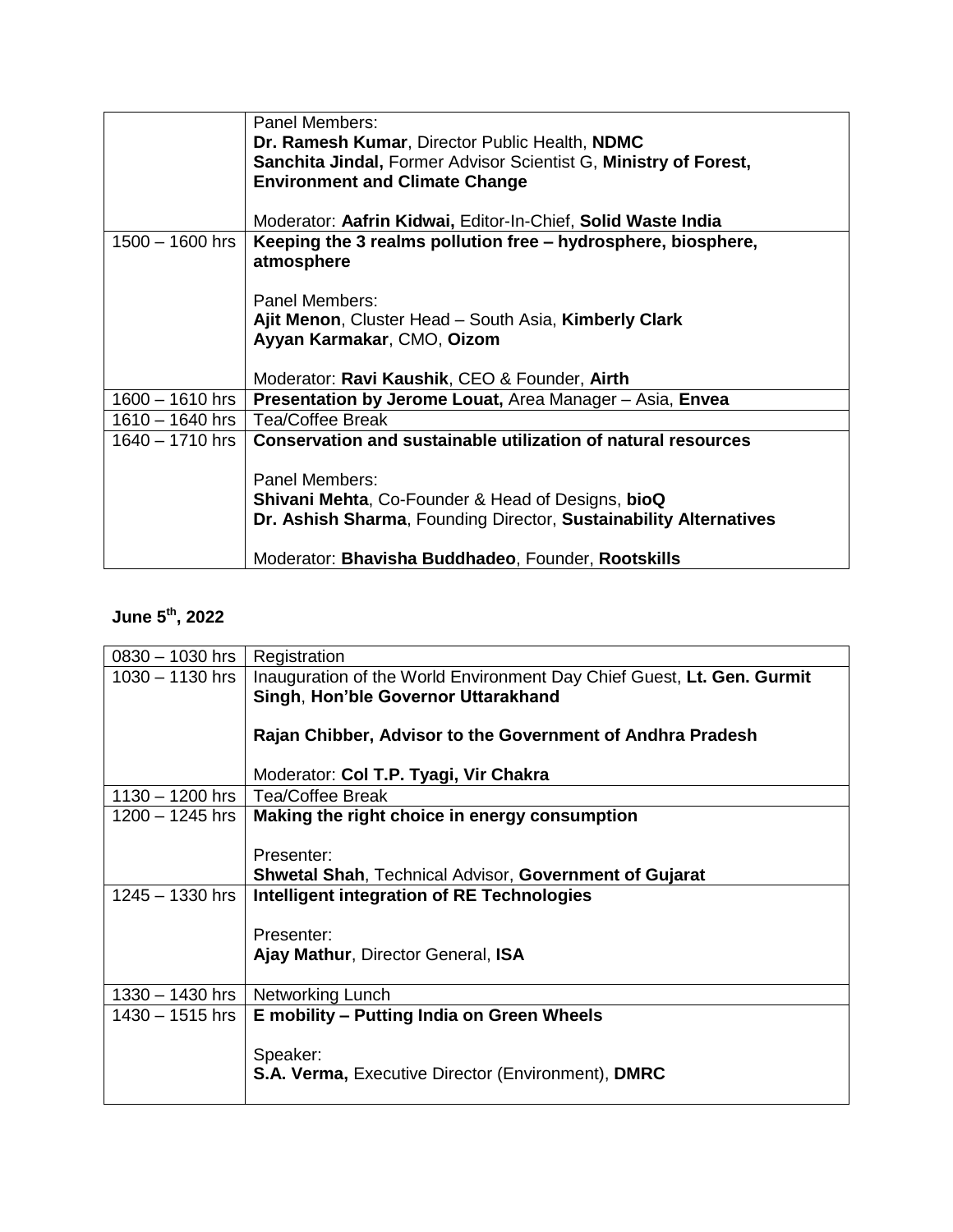| | |
|---|---|
| | Panel Members:<br>**Dr. Ramesh Kumar**, Director Public Health, **NDMC**<br>**Sanchita Jindal,** Former Advisor Scientist G, **Ministry of Forest, Environment and Climate Change**<br><br>Moderator: **Aafrin Kidwai,** Editor-In-Chief, **Solid Waste India** |
| 1500 – 1600 hrs | **Keeping the 3 realms pollution free – hydrosphere, biosphere, atmosphere**<br><br>Panel Members:<br>**Ajit Menon**, Cluster Head – South Asia, **Kimberly Clark**<br>**Ayyan Karmakar**, CMO, **Oizom**<br><br>Moderator: **Ravi Kaushik**, CEO & Founder, **Airth** |
| 1600 – 1610 hrs | **Presentation by Jerome Louat,** Area Manager – Asia, **Envea** |
| 1610 – 1640 hrs | Tea/Coffee Break |
| 1640 – 1710 hrs | **Conservation and sustainable utilization of natural resources**<br><br>Panel Members:<br>**Shivani Mehta**, Co-Founder & Head of Designs, **bioQ**<br>**Dr. Ashish Sharma**, Founding Director, **Sustainability Alternatives**<br><br>Moderator: **Bhavisha Buddhadeo**, Founder, **Rootskills** |

**June 5th, 2022**

| | |
|---|---|
| 0830 – 1030 hrs | Registration |
| 1030 – 1130 hrs | Inauguration of the World Environment Day Chief Guest, **Lt. Gen. Gurmit Singh**, **Hon'ble Governor Uttarakhand**<br><br>**Rajan Chibber, Advisor to the Government of Andhra Pradesh**<br><br>Moderator: **Col T.P. Tyagi, Vir Chakra** |
| 1130 – 1200 hrs | Tea/Coffee Break |
| 1200 – 1245 hrs | **Making the right choice in energy consumption**<br><br>Presenter:<br>**Shwetal Shah**, Technical Advisor, **Government of Gujarat** |
| 1245 – 1330 hrs | **Intelligent integration of RE Technologies**<br><br>Presenter:<br>**Ajay Mathur**, Director General, **ISA** |
| 1330 – 1430 hrs | Networking Lunch |
| 1430 – 1515 hrs | **E mobility – Putting India on Green Wheels**<br><br>Speaker:<br>**S.A. Verma,** Executive Director (Environment), **DMRC** |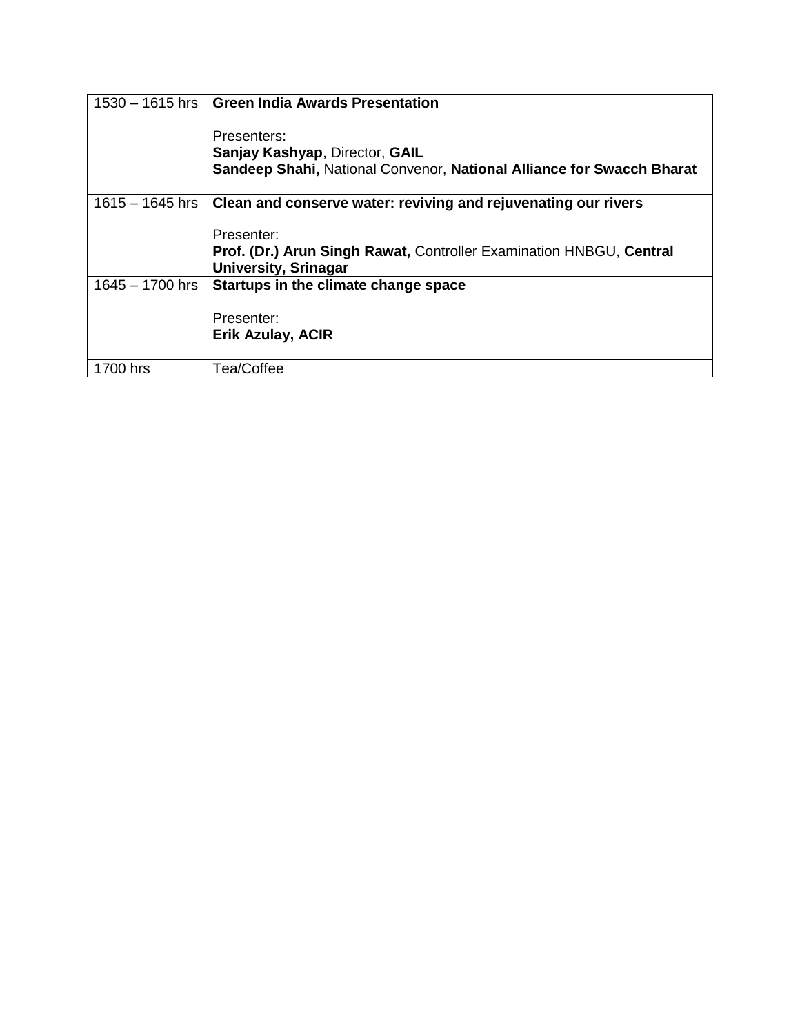| | |
|---|---|
| 1530 – 1615 hrs | **Green India Awards Presentation**<br><br>Presenters:<br>**Sanjay Kashyap**, Director, **GAIL**<br>**Sandeep Shahi,** National Convenor, **National Alliance for Swacch Bharat** |
| 1615 – 1645 hrs | **Clean and conserve water: reviving and rejuvenating our rivers**<br><br>Presenter:<br>**Prof. (Dr.) Arun Singh Rawat,** Controller Examination HNBGU, **Central University, Srinagar** |
| 1645 – 1700 hrs | **Startups in the climate change space**<br><br>Presenter:<br>**Erik Azulay, ACIR** |
| 1700 hrs | Tea/Coffee |